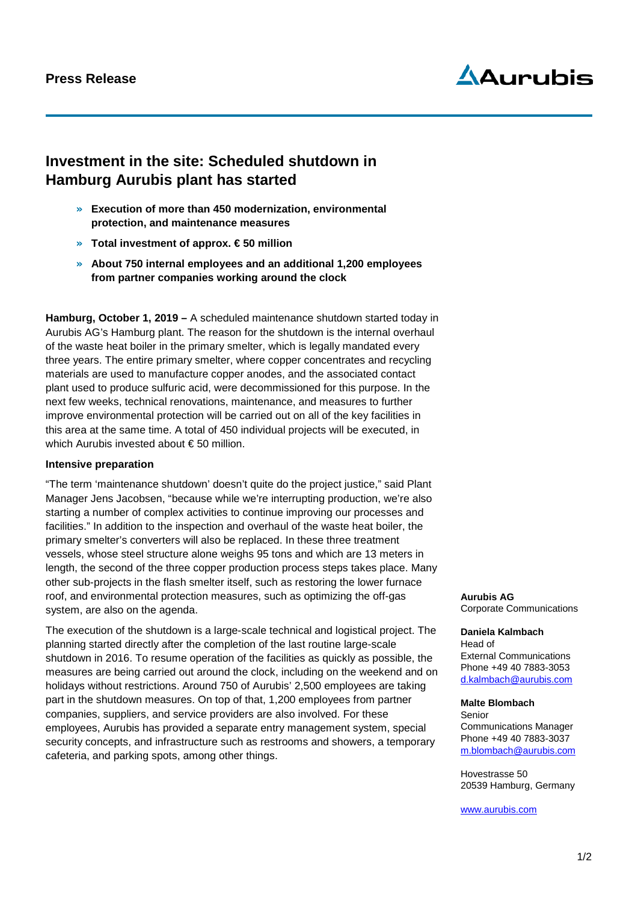**Press Release**

# Investment in the site: Scheduled shutdown in Hamburg Aurubis plant has started

- **Execution of more than 450 modernization, environmental protection, and maintenance measures**
- **Total investment of approx. € 50 million**
- **About 750 internal employees and an additional 1,200 employees from partner companies working around the clock**

**Hamburg, October 1, 2019 –** A scheduled maintenance shutdown started today in Aurubis AG's Hamburg plant. The reason for the shutdown is the internal overhaul of the waste heat boiler in the primary smelter, which is legally mandated every three years. The entire primary smelter, where copper concentrates and recycling materials are used to manufacture copper anodes, and the associated contact plant used to produce sulfuric acid, were decommissioned for this purpose. In the next few weeks, technical renovations, maintenance, and measures to further improve environmental protection will be carried out on all of the key facilities in this area at the same time. A total of 450 individual projects will be executed, in which Aurubis invested about € 50 million.

**Intensive preparation**

"The term 'maintenance shutdown' doesn't quite do the project justice," said Plant Manager Jens Jacobsen, "because while we're interrupting production, we're also starting a number of complex activities to continue improving our processes and facilities." In addition to the inspection and overhaul of the waste heat boiler, the primary smelter's converters will also be replaced. In these three treatment vessels, whose steel structure alone weighs 95 tons and which are 13 meters in length, the second of the three copper production process steps takes place. Many other sub-projects in the flash smelter itself, such as restoring the lower furnace roof, and environmental protection measures, such as optimizing the off-gas system, are also on the agenda.

The execution of the shutdown is a large-scale technical and logistical project. The planning started directly after the completion of the last routine large-scale shutdown in 2016. To resume operation of the facilities as quickly as possible, the measures are being carried out around the clock, including on the weekend and on holidays without restrictions. Around 750 of Aurubis' 2,500 employees are taking part in the shutdown measures. On top of that, 1,200 employees from partner companies, suppliers, and service providers are also involved. For these employees, Aurubis has provided a separate entry management system, special security concepts, and infrastructure such as restrooms and showers, a temporary cafeteria, and parking spots, among other things.

**Aurubis AG**
Corporate Communications

**Daniela Kalmbach**
Head of
External Communications
Phone +49 40 7883-3053
d.kalmbach@aurubis.com

**Malte Blombach**
Senior
Communications Manager
Phone +49 40 7883-3037
m.blombach@aurubis.com

Hovestrasse 50
20539 Hamburg, Germany

www.aurubis.com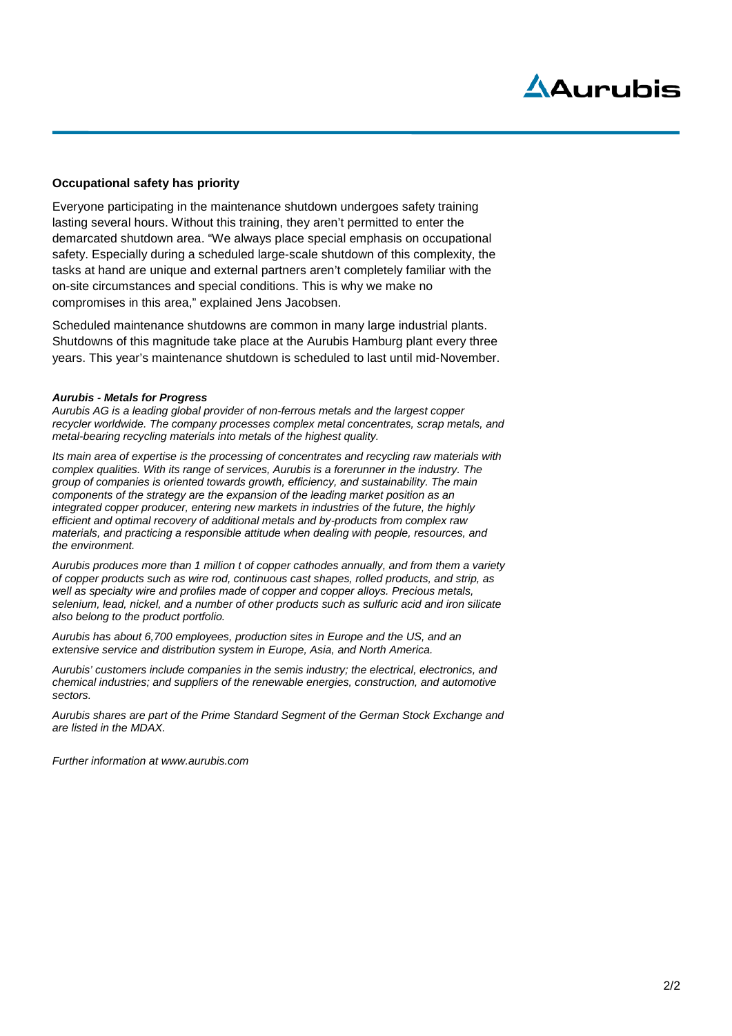**Occupational safety has priority**

Everyone participating in the maintenance shutdown undergoes safety training lasting several hours. Without this training, they aren't permitted to enter the demarcated shutdown area. "We always place special emphasis on occupational safety. Especially during a scheduled large-scale shutdown of this complexity, the tasks at hand are unique and external partners aren't completely familiar with the on-site circumstances and special conditions. This is why we make no compromises in this area," explained Jens Jacobsen.

Scheduled maintenance shutdowns are common in many large industrial plants. Shutdowns of this magnitude take place at the Aurubis Hamburg plant every three years. This year's maintenance shutdown is scheduled to last until mid-November.

***Aurubis - Metals for Progress***
*Aurubis AG is a leading global provider of non-ferrous metals and the largest copper recycler worldwide. The company processes complex metal concentrates, scrap metals, and metal-bearing recycling materials into metals of the highest quality.*

*Its main area of expertise is the processing of concentrates and recycling raw materials with complex qualities. With its range of services, Aurubis is a forerunner in the industry. The group of companies is oriented towards growth, efficiency, and sustainability. The main components of the strategy are the expansion of the leading market position as an integrated copper producer, entering new markets in industries of the future, the highly efficient and optimal recovery of additional metals and by-products from complex raw materials, and practicing a responsible attitude when dealing with people, resources, and the environment.*

*Aurubis produces more than 1 million t of copper cathodes annually, and from them a variety of copper products such as wire rod, continuous cast shapes, rolled products, and strip, as well as specialty wire and profiles made of copper and copper alloys. Precious metals, selenium, lead, nickel, and a number of other products such as sulfuric acid and iron silicate also belong to the product portfolio.*

*Aurubis has about 6,700 employees, production sites in Europe and the US, and an extensive service and distribution system in Europe, Asia, and North America.*

*Aurubis' customers include companies in the semis industry; the electrical, electronics, and chemical industries; and suppliers of the renewable energies, construction, and automotive sectors.*

*Aurubis shares are part of the Prime Standard Segment of the German Stock Exchange and are listed in the MDAX.*

*Further information at www.aurubis.com*